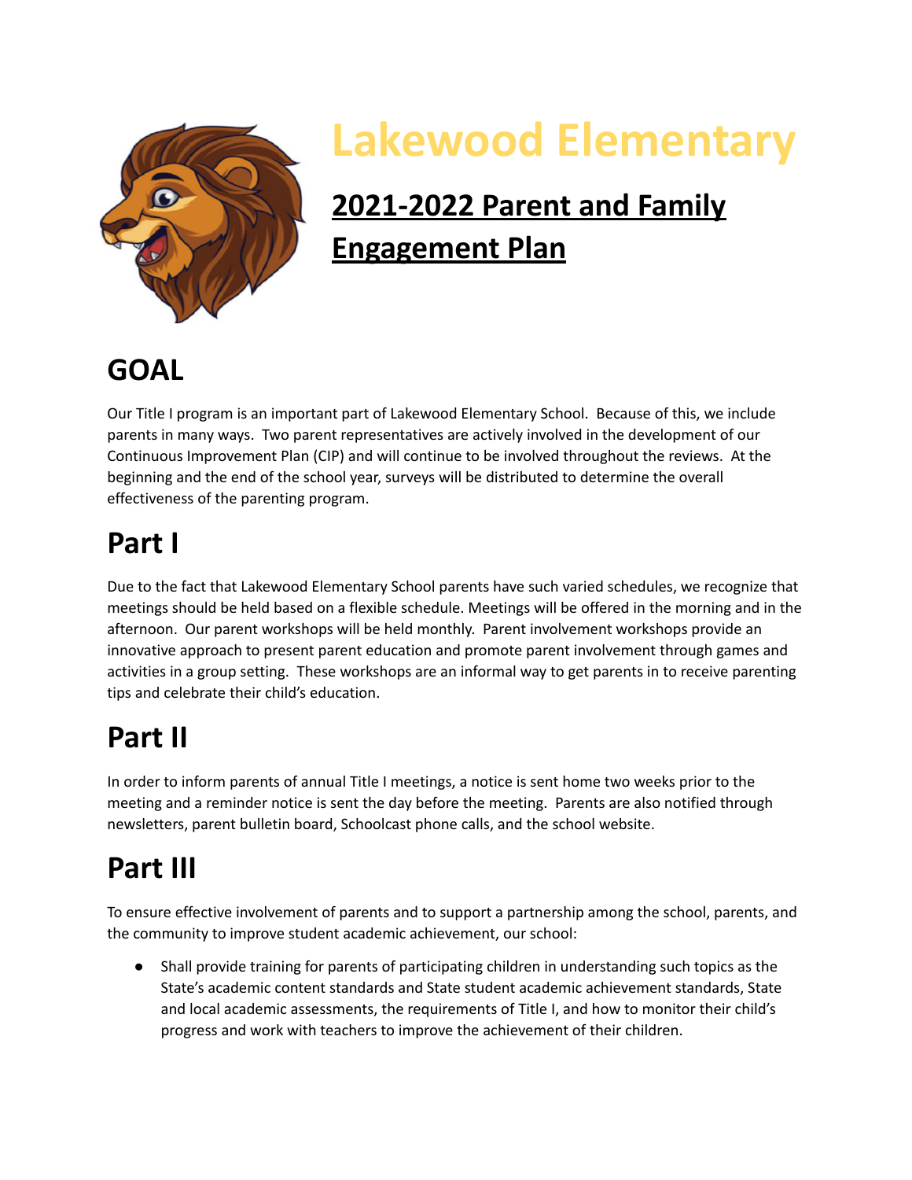# Lakewood Elementary

## 2021-2022 Parent and Family Engagement Plan

# GOAL

Our Title I program is an important part of Lakewood Elementary School. Because of this, we include parents in many ways. Two parent representatives are actively involved in the development of our Continuous Improvement Plan (CIP) and will continue to be involved throughout the reviews. At the beginning and the end of the school year, surveys will be distributed to determine the overall effectiveness of the parenting program.

# Part I

Due to the fact that Lakewood Elementary School parents have such varied schedules, we recognize that meetings should be held based on a flexible schedule. Meetings will be offered in the morning and in the afternoon. Our parent workshops will be held monthly. Parent involvement workshops provide an innovative approach to present parent education and promote parent involvement through games and activities in a group setting. These workshops are an informal way to get parents in to receive parenting tips and celebrate their child's education.

# Part II

In order to inform parents of annual Title I meetings, a notice is sent home two weeks prior to the meeting and a reminder notice is sent the day before the meeting. Parents are also notified through newsletters, parent bulletin board, Schoolcast phone calls, and the school website.

# Part III

To ensure effective involvement of parents and to support a partnership among the school, parents, and the community to improve student academic achievement, our school:

- Shall provide training for parents of participating children in understanding such topics as the State's academic content standards and State student academic achievement standards, State and local academic assessments, the requirements of Title I, and how to monitor their child's progress and work with teachers to improve the achievement of their children.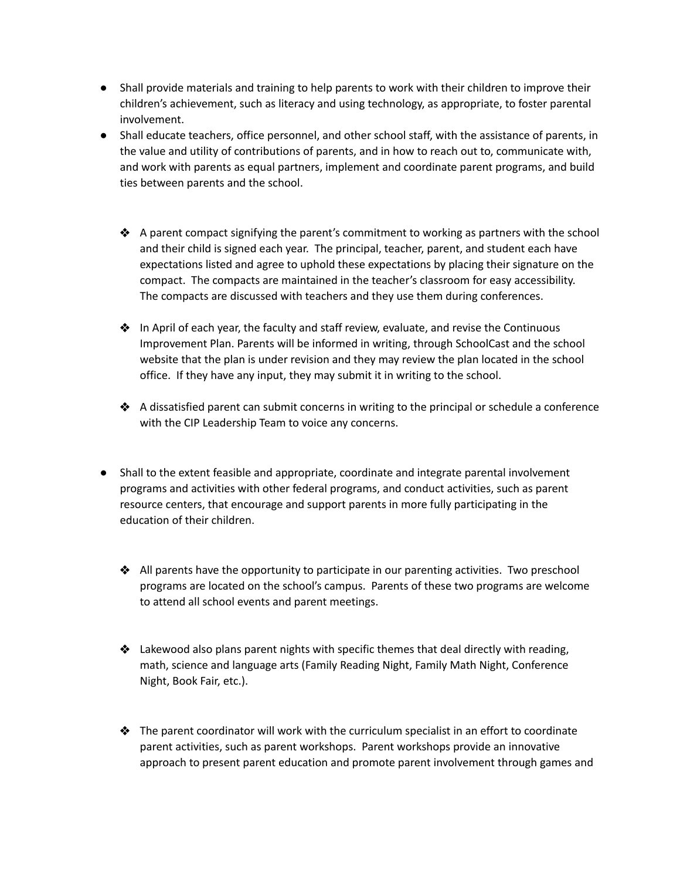- Shall provide materials and training to help parents to work with their children to improve their children's achievement, such as literacy and using technology, as appropriate, to foster parental involvement.
- Shall educate teachers, office personnel, and other school staff, with the assistance of parents, in the value and utility of contributions of parents, and in how to reach out to, communicate with, and work with parents as equal partners, implement and coordinate parent programs, and build ties between parents and the school.

  - A parent compact signifying the parent's commitment to working as partners with the school and their child is signed each year. The principal, teacher, parent, and student each have expectations listed and agree to uphold these expectations by placing their signature on the compact. The compacts are maintained in the teacher's classroom for easy accessibility. The compacts are discussed with teachers and they use them during conferences.

  - In April of each year, the faculty and staff review, evaluate, and revise the Continuous Improvement Plan. Parents will be informed in writing, through SchoolCast and the school website that the plan is under revision and they may review the plan located in the school office. If they have any input, they may submit it in writing to the school.

  - A dissatisfied parent can submit concerns in writing to the principal or schedule a conference with the CIP Leadership Team to voice any concerns.

- Shall to the extent feasible and appropriate, coordinate and integrate parental involvement programs and activities with other federal programs, and conduct activities, such as parent resource centers, that encourage and support parents in more fully participating in the education of their children.

  - All parents have the opportunity to participate in our parenting activities. Two preschool programs are located on the school's campus. Parents of these two programs are welcome to attend all school events and parent meetings.

  - Lakewood also plans parent nights with specific themes that deal directly with reading, math, science and language arts (Family Reading Night, Family Math Night, Conference Night, Book Fair, etc.).

  - The parent coordinator will work with the curriculum specialist in an effort to coordinate parent activities, such as parent workshops. Parent workshops provide an innovative approach to present parent education and promote parent involvement through games and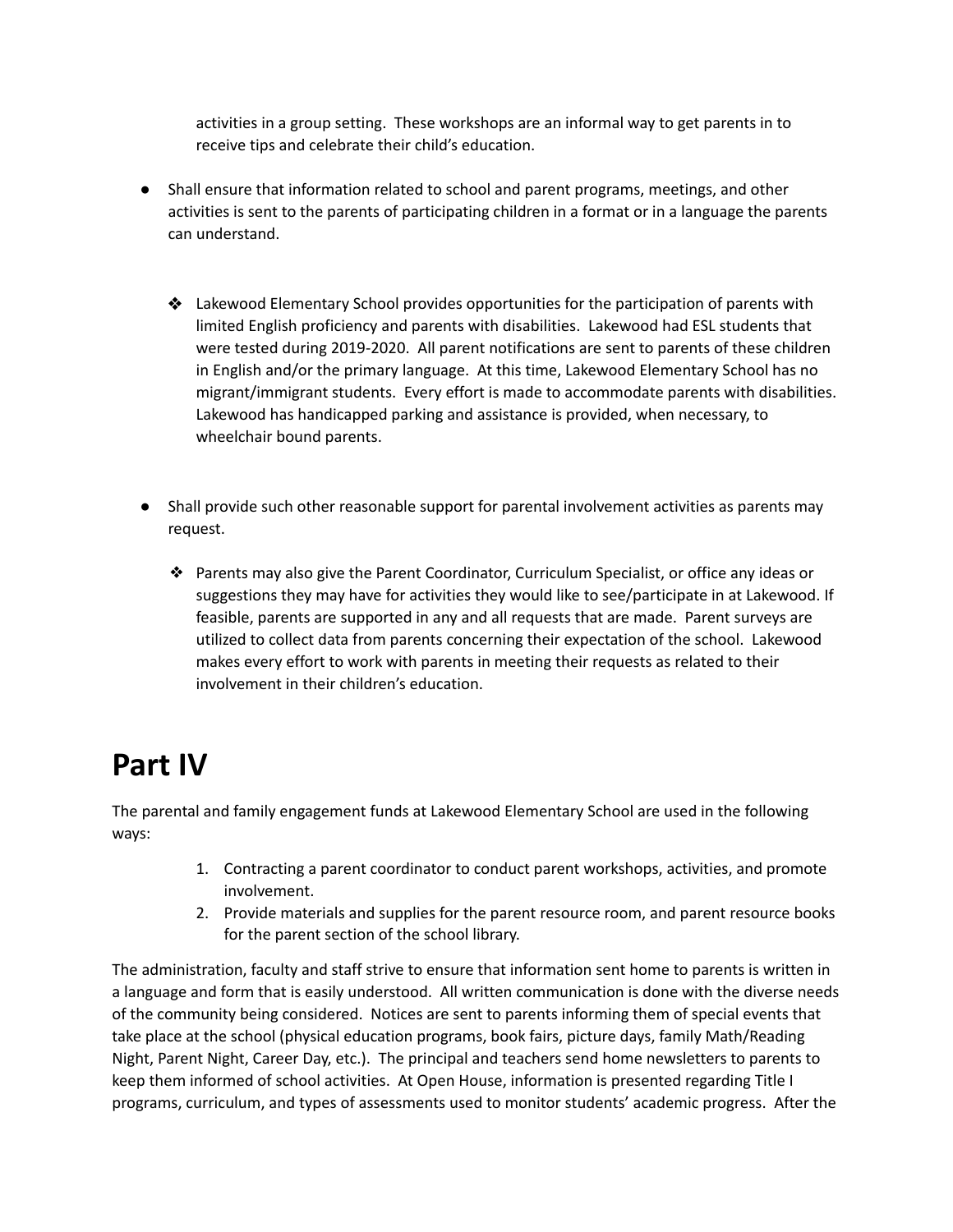activities in a group setting. These workshops are an informal way to get parents in to receive tips and celebrate their child's education.

- Shall ensure that information related to school and parent programs, meetings, and other activities is sent to the parents of participating children in a format or in a language the parents can understand.

    - ❖ Lakewood Elementary School provides opportunities for the participation of parents with limited English proficiency and parents with disabilities. Lakewood had ESL students that were tested during 2019-2020. All parent notifications are sent to parents of these children in English and/or the primary language. At this time, Lakewood Elementary School has no migrant/immigrant students. Every effort is made to accommodate parents with disabilities. Lakewood has handicapped parking and assistance is provided, when necessary, to wheelchair bound parents.

- Shall provide such other reasonable support for parental involvement activities as parents may request.

    - ❖ Parents may also give the Parent Coordinator, Curriculum Specialist, or office any ideas or suggestions they may have for activities they would like to see/participate in at Lakewood. If feasible, parents are supported in any and all requests that are made. Parent surveys are utilized to collect data from parents concerning their expectation of the school. Lakewood makes every effort to work with parents in meeting their requests as related to their involvement in their children's education.

# Part IV

The parental and family engagement funds at Lakewood Elementary School are used in the following ways:

1. Contracting a parent coordinator to conduct parent workshops, activities, and promote involvement.
2. Provide materials and supplies for the parent resource room, and parent resource books for the parent section of the school library.

The administration, faculty and staff strive to ensure that information sent home to parents is written in a language and form that is easily understood. All written communication is done with the diverse needs of the community being considered. Notices are sent to parents informing them of special events that take place at the school (physical education programs, book fairs, picture days, family Math/Reading Night, Parent Night, Career Day, etc.). The principal and teachers send home newsletters to parents to keep them informed of school activities. At Open House, information is presented regarding Title I programs, curriculum, and types of assessments used to monitor students' academic progress. After the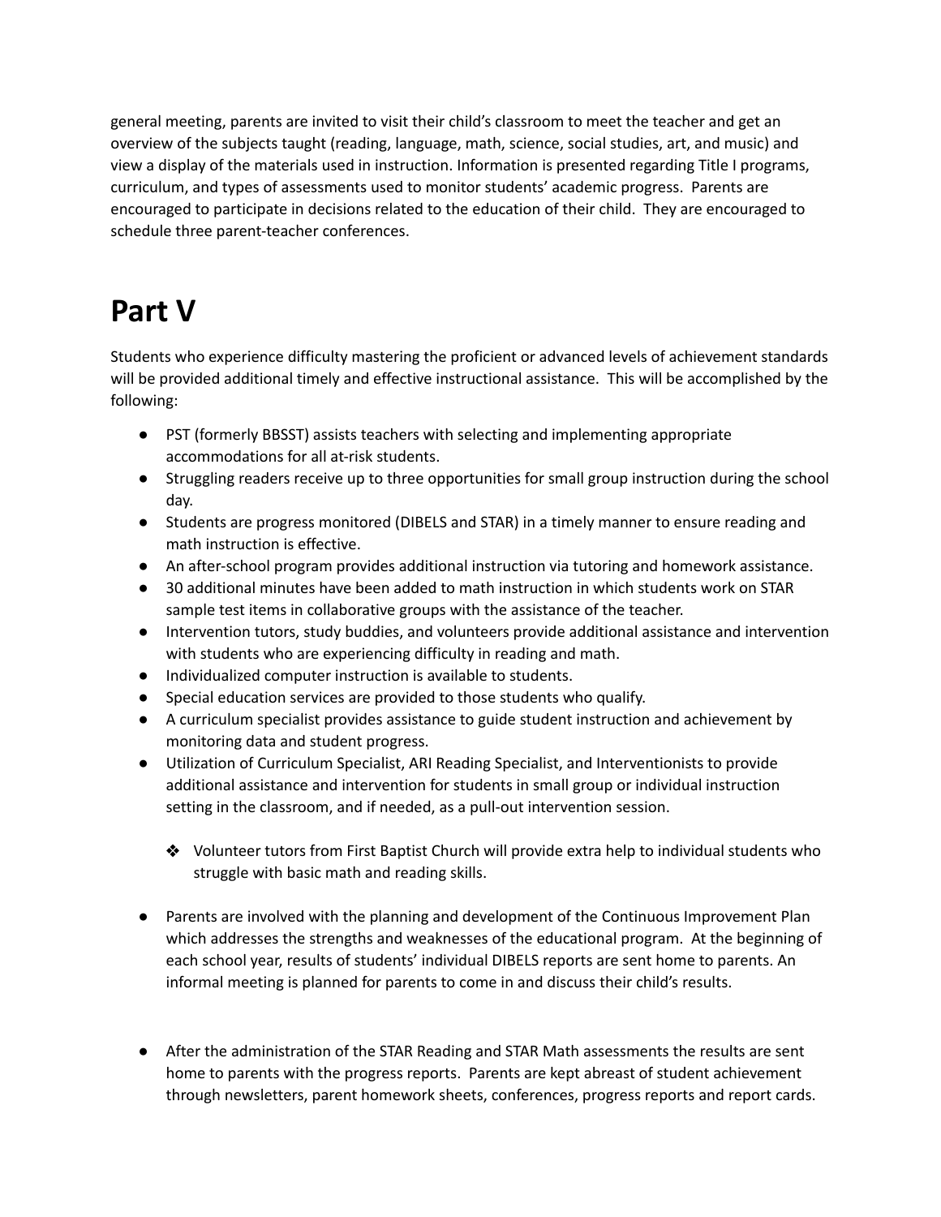general meeting, parents are invited to visit their child's classroom to meet the teacher and get an overview of the subjects taught (reading, language, math, science, social studies, art, and music) and view a display of the materials used in instruction. Information is presented regarding Title I programs, curriculum, and types of assessments used to monitor students' academic progress. Parents are encouraged to participate in decisions related to the education of their child. They are encouraged to schedule three parent-teacher conferences.

# Part V

Students who experience difficulty mastering the proficient or advanced levels of achievement standards will be provided additional timely and effective instructional assistance. This will be accomplished by the following:

- PST (formerly BBSST) assists teachers with selecting and implementing appropriate accommodations for all at-risk students.
- Struggling readers receive up to three opportunities for small group instruction during the school day.
- Students are progress monitored (DIBELS and STAR) in a timely manner to ensure reading and math instruction is effective.
- An after-school program provides additional instruction via tutoring and homework assistance.
- 30 additional minutes have been added to math instruction in which students work on STAR sample test items in collaborative groups with the assistance of the teacher.
- Intervention tutors, study buddies, and volunteers provide additional assistance and intervention with students who are experiencing difficulty in reading and math.
- Individualized computer instruction is available to students.
- Special education services are provided to those students who qualify.
- A curriculum specialist provides assistance to guide student instruction and achievement by monitoring data and student progress.
- Utilization of Curriculum Specialist, ARI Reading Specialist, and Interventionists to provide additional assistance and intervention for students in small group or individual instruction setting in the classroom, and if needed, as a pull-out intervention session.

    - Volunteer tutors from First Baptist Church will provide extra help to individual students who struggle with basic math and reading skills.

- Parents are involved with the planning and development of the Continuous Improvement Plan which addresses the strengths and weaknesses of the educational program. At the beginning of each school year, results of students' individual DIBELS reports are sent home to parents. An informal meeting is planned for parents to come in and discuss their child's results.

- After the administration of the STAR Reading and STAR Math assessments the results are sent home to parents with the progress reports. Parents are kept abreast of student achievement through newsletters, parent homework sheets, conferences, progress reports and report cards.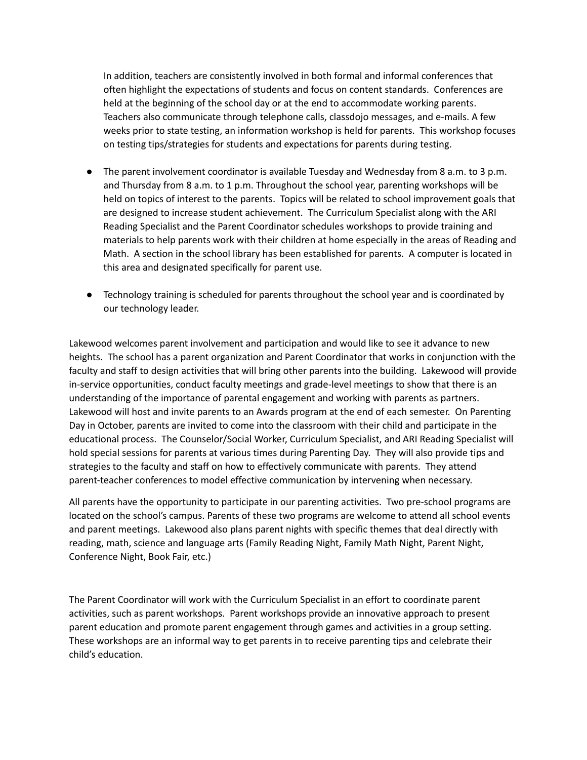In addition, teachers are consistently involved in both formal and informal conferences that often highlight the expectations of students and focus on content standards. Conferences are held at the beginning of the school day or at the end to accommodate working parents. Teachers also communicate through telephone calls, classdojo messages, and e-mails. A few weeks prior to state testing, an information workshop is held for parents. This workshop focuses on testing tips/strategies for students and expectations for parents during testing.

- The parent involvement coordinator is available Tuesday and Wednesday from 8 a.m. to 3 p.m. and Thursday from 8 a.m. to 1 p.m. Throughout the school year, parenting workshops will be held on topics of interest to the parents. Topics will be related to school improvement goals that are designed to increase student achievement. The Curriculum Specialist along with the ARI Reading Specialist and the Parent Coordinator schedules workshops to provide training and materials to help parents work with their children at home especially in the areas of Reading and Math. A section in the school library has been established for parents. A computer is located in this area and designated specifically for parent use.
- Technology training is scheduled for parents throughout the school year and is coordinated by our technology leader.

Lakewood welcomes parent involvement and participation and would like to see it advance to new heights. The school has a parent organization and Parent Coordinator that works in conjunction with the faculty and staff to design activities that will bring other parents into the building. Lakewood will provide in-service opportunities, conduct faculty meetings and grade-level meetings to show that there is an understanding of the importance of parental engagement and working with parents as partners. Lakewood will host and invite parents to an Awards program at the end of each semester. On Parenting Day in October, parents are invited to come into the classroom with their child and participate in the educational process. The Counselor/Social Worker, Curriculum Specialist, and ARI Reading Specialist will hold special sessions for parents at various times during Parenting Day. They will also provide tips and strategies to the faculty and staff on how to effectively communicate with parents. They attend parent-teacher conferences to model effective communication by intervening when necessary.

All parents have the opportunity to participate in our parenting activities. Two pre-school programs are located on the school's campus. Parents of these two programs are welcome to attend all school events and parent meetings. Lakewood also plans parent nights with specific themes that deal directly with reading, math, science and language arts (Family Reading Night, Family Math Night, Parent Night, Conference Night, Book Fair, etc.)

The Parent Coordinator will work with the Curriculum Specialist in an effort to coordinate parent activities, such as parent workshops. Parent workshops provide an innovative approach to present parent education and promote parent engagement through games and activities in a group setting. These workshops are an informal way to get parents in to receive parenting tips and celebrate their child's education.